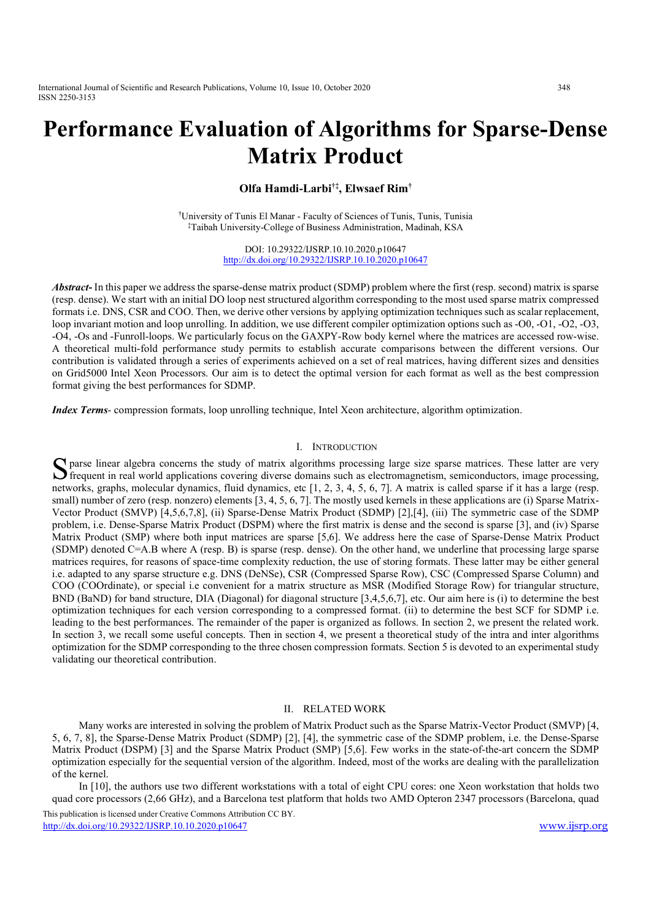# Performance Evaluation of Algorithms for Sparse-Dense Matrix Product

**Olfa Hamdi-Larbi[†‡], Elwsaef Rim[†]**

[†]University of Tunis El Manar - Faculty of Sciences of Tunis, Tunis, Tunisia
[‡]Taibah University-College of Business Administration, Madinah, KSA

DOI: 10.29322/IJSRP.10.10.2020.p10647
http://dx.doi.org/10.29322/IJSRP.10.10.2020.p10647

***Abstract-*** In this paper we address the sparse-dense matrix product (SDMP) problem where the first (resp. second) matrix is sparse (resp. dense). We start with an initial DO loop nest structured algorithm corresponding to the most used sparse matrix compressed formats i.e. DNS, CSR and COO. Then, we derive other versions by applying optimization techniques such as scalar replacement, loop invariant motion and loop unrolling. In addition, we use different compiler optimization options such as -O0, -O1, -O2, -O3, -O4, -Os and -Funroll-loops. We particularly focus on the GAXPY-Row body kernel where the matrices are accessed row-wise. A theoretical multi-fold performance study permits to establish accurate comparisons between the different versions. Our contribution is validated through a series of experiments achieved on a set of real matrices, having different sizes and densities on Grid5000 Intel Xeon Processors. Our aim is to detect the optimal version for each format as well as the best compression format giving the best performances for SDMP.

***Index Terms*-** compression formats, loop unrolling technique, Intel Xeon architecture, algorithm optimization.

## I. Introduction

Sparse linear algebra concerns the study of matrix algorithms processing large size sparse matrices. These latter are very frequent in real world applications covering diverse domains such as electromagnetism, semiconductors, image processing, networks, graphs, molecular dynamics, fluid dynamics, etc [1, 2, 3, 4, 5, 6, 7]. A matrix is called sparse if it has a large (resp. small) number of zero (resp. nonzero) elements [3, 4, 5, 6, 7]. The mostly used kernels in these applications are (i) Sparse Matrix-Vector Product (SMVP) [4,5,6,7,8], (ii) Sparse-Dense Matrix Product (SDMP) [2],[4], (iii) The symmetric case of the SDMP problem, i.e. Dense-Sparse Matrix Product (DSPM) where the first matrix is dense and the second is sparse [3], and (iv) Sparse Matrix Product (SMP) where both input matrices are sparse [5,6]. We address here the case of Sparse-Dense Matrix Product (SDMP) denoted C=A.B where A (resp. B) is sparse (resp. dense). On the other hand, we underline that processing large sparse matrices requires, for reasons of space-time complexity reduction, the use of storing formats. These latter may be either general i.e. adapted to any sparse structure e.g. DNS (DeNSe), CSR (Compressed Sparse Row), CSC (Compressed Sparse Column) and COO (COOrdinate), or special i.e convenient for a matrix structure as MSR (Modified Storage Row) for triangular structure, BND (BaND) for band structure, DIA (Diagonal) for diagonal structure [3,4,5,6,7], etc. Our aim here is (i) to determine the best optimization techniques for each version corresponding to a compressed format. (ii) to determine the best SCF for SDMP i.e. leading to the best performances. The remainder of the paper is organized as follows. In section 2, we present the related work. In section 3, we recall some useful concepts. Then in section 4, we present a theoretical study of the intra and inter algorithms optimization for the SDMP corresponding to the three chosen compression formats. Section 5 is devoted to an experimental study validating our theoretical contribution.

## II. Related Work

Many works are interested in solving the problem of Matrix Product such as the Sparse Matrix-Vector Product (SMVP) [4, 5, 6, 7, 8], the Sparse-Dense Matrix Product (SDMP) [2], [4], the symmetric case of the SDMP problem, i.e. the Dense-Sparse Matrix Product (DSPM) [3] and the Sparse Matrix Product (SMP) [5,6]. Few works in the state-of-the-art concern the SDMP optimization especially for the sequential version of the algorithm. Indeed, most of the works are dealing with the parallelization of the kernel.

In [10], the authors use two different workstations with a total of eight CPU cores: one Xeon workstation that holds two quad core processors (2,66 GHz), and a Barcelona test platform that holds two AMD Opteron 2347 processors (Barcelona, quad

This publication is licensed under Creative Commons Attribution CC BY.
http://dx.doi.org/10.29322/IJSRP.10.10.2020.p10647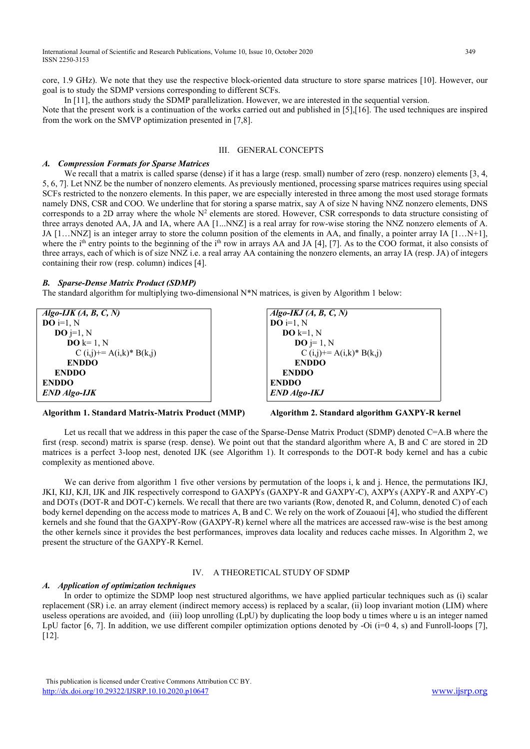core, 1.9 GHz). We note that they use the respective block-oriented data structure to store sparse matrices [10]. However, our goal is to study the SDMP versions corresponding to different SCFs.

In [11], the authors study the SDMP parallelization. However, we are interested in the sequential version.

Note that the present work is a continuation of the works carried out and published in [5],[16]. The used techniques are inspired from the work on the SMVP optimization presented in [7,8].

## III. GENERAL CONCEPTS

### *A. Compression Formats for Sparse Matrices*

We recall that a matrix is called sparse (dense) if it has a large (resp. small) number of zero (resp. nonzero) elements [3, 4, 5, 6, 7]. Let NNZ be the number of nonzero elements. As previously mentioned, processing sparse matrices requires using special SCFs restricted to the nonzero elements. In this paper, we are especially interested in three among the most used storage formats namely DNS, CSR and COO. We underline that for storing a sparse matrix, say A of size N having NNZ nonzero elements, DNS corresponds to a 2D array where the whole $N^2$ elements are stored. However, CSR corresponds to data structure consisting of three arrays denoted AA, JA and IA, where AA [1...NNZ] is a real array for row-wise storing the NNZ nonzero elements of A. JA [1…NNZ] is an integer array to store the column position of the elements in AA, and finally, a pointer array IA [1…N+1], where the $i^{th}$ entry points to the beginning of the $i^{th}$ row in arrays AA and JA [4], [7]. As to the COO format, it also consists of three arrays, each of which is of size NNZ i.e. a real array AA containing the nonzero elements, an array IA (resp. JA) of integers containing their row (resp. column) indices [4].

### *B. Sparse-Dense Matrix Product (SDMP)*

The standard algorithm for multiplying two-dimensional N*N matrices, is given by Algorithm 1 below:

```
Algo-IJK (A, B, C, N)
DO i=1, N
   DO j=1, N
      DO k= 1, N
         C (i,j)+= A(i,k)* B(k,j)
      ENDDO
   ENDDO
ENDDO
END Algo-IJK
```

**Algorithm 1. Standard Matrix-Matrix Product (MMP)**

```
Algo-IKJ (A, B, C, N)
DO i=1, N
   DO k=1, N
      DO j= 1, N
         C (i,j)+= A(i,k)* B(k,j)
      ENDDO
   ENDDO
ENDDO
END Algo-IKJ
```

**Algorithm 2. Standard algorithm GAXPY-R kernel**

Let us recall that we address in this paper the case of the Sparse-Dense Matrix Product (SDMP) denoted C=A.B where the first (resp. second) matrix is sparse (resp. dense). We point out that the standard algorithm where A, B and C are stored in 2D matrices is a perfect 3-loop nest, denoted IJK (see Algorithm 1). It corresponds to the DOT-R body kernel and has a cubic complexity as mentioned above.

We can derive from algorithm 1 five other versions by permutation of the loops i, k and j. Hence, the permutations IKJ, JKI, KIJ, KJI, IJK and JIK respectively correspond to GAXPYs (GAXPY-R and GAXPY-C), AXPYs (AXPY-R and AXPY-C) and DOTs (DOT-R and DOT-C) kernels. We recall that there are two variants (Row, denoted R, and Column, denoted C) of each body kernel depending on the access mode to matrices A, B and C. We rely on the work of Zouaoui [4], who studied the different kernels and she found that the GAXPY-Row (GAXPY-R) kernel where all the matrices are accessed raw-wise is the best among the other kernels since it provides the best performances, improves data locality and reduces cache misses. In Algorithm 2, we present the structure of the GAXPY-R Kernel.

## IV. A THEORETICAL STUDY OF SDMP

### *A. Application of optimization techniques*

In order to optimize the SDMP loop nest structured algorithms, we have applied particular techniques such as (i) scalar replacement (SR) i.e. an array element (indirect memory access) is replaced by a scalar, (ii) loop invariant motion (LIM) where useless operations are avoided, and (iii) loop unrolling (LpU) by duplicating the loop body u times where u is an integer named LpU factor [6, 7]. In addition, we use different compiler optimization options denoted by -Oi (i=0 4, s) and Funroll-loops [7], [12].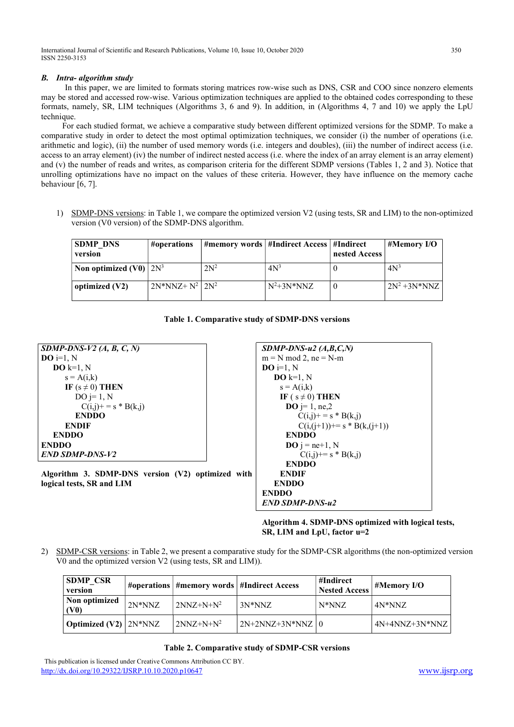### B. *Intra- algorithm study*

In this paper, we are limited to formats storing matrices row-wise such as DNS, CSR and COO since nonzero elements may be stored and accessed row-wise. Various optimization techniques are applied to the obtained codes corresponding to these formats, namely, SR, LIM techniques (Algorithms 3, 6 and 9). In addition, in (Algorithms 4, 7 and 10) we apply the LpU technique.

For each studied format, we achieve a comparative study between different optimized versions for the SDMP. To make a comparative study in order to detect the most optimal optimization techniques, we consider (i) the number of operations (i.e. arithmetic and logic), (ii) the number of used memory words (i.e. integers and doubles), (iii) the number of indirect access (i.e. access to an array element) (iv) the number of indirect nested access (i.e. where the index of an array element is an array element) and (v) the number of reads and writes, as comparison criteria for the different SDMP versions (Tables 1, 2 and 3). Notice that unrolling optimizations have no impact on the values of these criteria. However, they have influence on the memory cache behaviour [6, 7].

1) SDMP-DNS versions: in Table 1, we compare the optimized version V2 (using tests, SR and LIM) to the non-optimized version (V0 version) of the SDMP-DNS algorithm.

| SDMP_DNS version | #operations | #memory words | #Indirect Access | #Indirect nested Access | #Memory I/O |
|---|---|---|---|---|---|
| Non optimized (V0) | $2N^3$ | $2N^2$ | $4N^3$ | 0 | $4N^3$ |
| optimized (V2) | $2N*NNZ+ N^2$ | $2N^2$ | $N^2+3N*NNZ$ | 0 | $2N^2 +3N*NNZ$ |

**Table 1. Comparative study of SDMP-DNS versions**

```
SDMP-DNS-V2 (A, B, C, N)
DO i=1, N
   DO k=1, N
      s = A(i,k)
      IF (s ≠ 0) THEN
         DO j= 1, N
            C(i,j)+ = s * B(k,j)
         ENDDO
      ENDIF
   ENDDO
ENDDO
END SDMP-DNS-V2
```

**Algorithm 3. SDMP-DNS version (V2) optimized with logical tests, SR and LIM**

```
SDMP-DNS-u2 (A,B,C,N)
m = N mod 2, ne = N-m
DO i=1, N
   DO k=1, N
      s = A(i,k)
      IF ( s ≠ 0) THEN
         DO j= 1, ne,2
            C(i,j)+ = s * B(k,j)
            C(i,(j+1))+= s * B(k,(j+1))
         ENDDO
         DO j = ne+1, N
            C(i,j)+= s * B(k,j)
         ENDDO
      ENDIF
   ENDDO
ENDDO
END SDMP-DNS-u2
```

**Algorithm 4. SDMP-DNS optimized with logical tests, SR, LIM and LpU, factor u=2**

2) SDMP-CSR versions: in Table 2, we present a comparative study for the SDMP-CSR algorithms (the non-optimized version V0 and the optimized version V2 (using tests, SR and LIM)).

| SDMP_CSR version | #operations | #memory words | #Indirect Access | #Indirect Nested Access | #Memory I/O |
|---|---|---|---|---|---|
| Non optimized (V0) | 2N*NNZ | $2NNZ+N+N^2$ | 3N*NNZ | N*NNZ | 4N*NNZ |
| Optimized (V2) | 2N*NNZ | $2NNZ+N+N^2$ | 2N+2NNZ+3N*NNZ | 0 | 4N+4NNZ+3N*NNZ |

**Table 2. Comparative study of SDMP-CSR versions**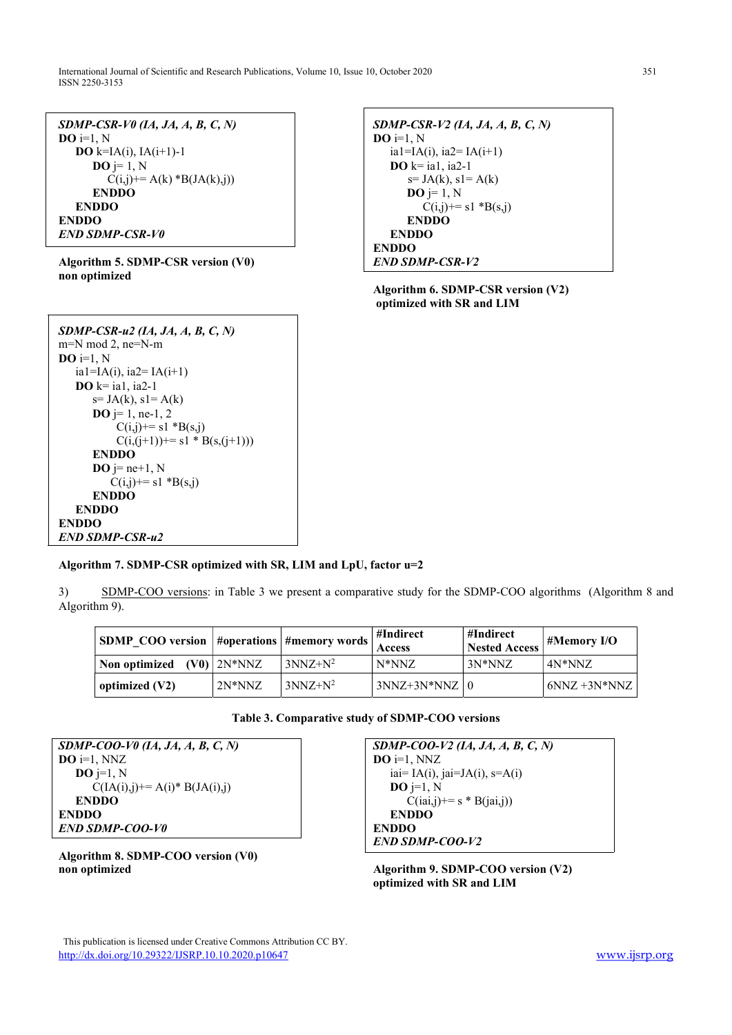```
SDMP-CSR-V0 (IA, JA, A, B, C, N)
DO i=1, N
    DO k=IA(i), IA(i+1)-1
        DO j= 1, N
            C(i,j)+= A(k) *B(JA(k),j))
        ENDDO
    ENDDO
ENDDO
END SDMP-CSR-V0
```

**Algorithm 5. SDMP-CSR version (V0) non optimized**

```
SDMP-CSR-V2 (IA, JA, A, B, C, N)
DO i=1, N
    ia1=IA(i), ia2= IA(i+1)
    DO k= ia1, ia2-1
        s= JA(k), s1= A(k)
        DO j= 1, N
            C(i,j)+= s1 *B(s,j)
        ENDDO
    ENDDO
ENDDO
END SDMP-CSR-V2
```

**Algorithm 6. SDMP-CSR version (V2) optimized with SR and LIM**

```
SDMP-CSR-u2 (IA, JA, A, B, C, N)
m=N mod 2, ne=N-m
DO i=1, N
    ia1=IA(i), ia2= IA(i+1)
    DO k= ia1, ia2-1
        s= JA(k), s1= A(k)
        DO j= 1, ne-1, 2
            C(i,j)+= s1 *B(s,j)
            C(i,(j+1))+= s1 * B(s,(j+1)))
        ENDDO
        DO j= ne+1, N
            C(i,j)+= s1 *B(s,j)
        ENDDO
    ENDDO
ENDDO
END SDMP-CSR-u2
```

**Algorithm 7. SDMP-CSR optimized with SR, LIM and LpU, factor u=2**

3) SDMP-COO versions: in Table 3 we present a comparative study for the SDMP-COO algorithms (Algorithm 8 and Algorithm 9).

| SDMP_COO version | #operations | #memory words | #Indirect Access | #Indirect Nested Access | #Memory I/O |
|---|---|---|---|---|---|
| Non optimized (V0) | 2N*NNZ | $3NNZ+N^2$ | N*NNZ | 3N*NNZ | 4N*NNZ |
| optimized (V2) | 2N*NNZ | $3NNZ+N^2$ | 3NNZ+3N*NNZ | 0 | 6NNZ +3N*NNZ |

**Table 3. Comparative study of SDMP-COO versions**

```
SDMP-COO-V0 (IA, JA, A, B, C, N)
DO i=1, NNZ
    DO j=1, N
        C(IA(i),j)+= A(i)* B(JA(i),j)
    ENDDO
ENDDO
END SDMP-COO-V0
```

**Algorithm 8. SDMP-COO version (V0) non optimized**

```
SDMP-COO-V2 (IA, JA, A, B, C, N)
DO i=1, NNZ
    iai= IA(i), jai=JA(i), s=A(i)
    DO j=1, N
        C(iai,j)+= s * B(jai,j))
    ENDDO
ENDDO
END SDMP-COO-V2
```

**Algorithm 9. SDMP-COO version (V2) optimized with SR and LIM**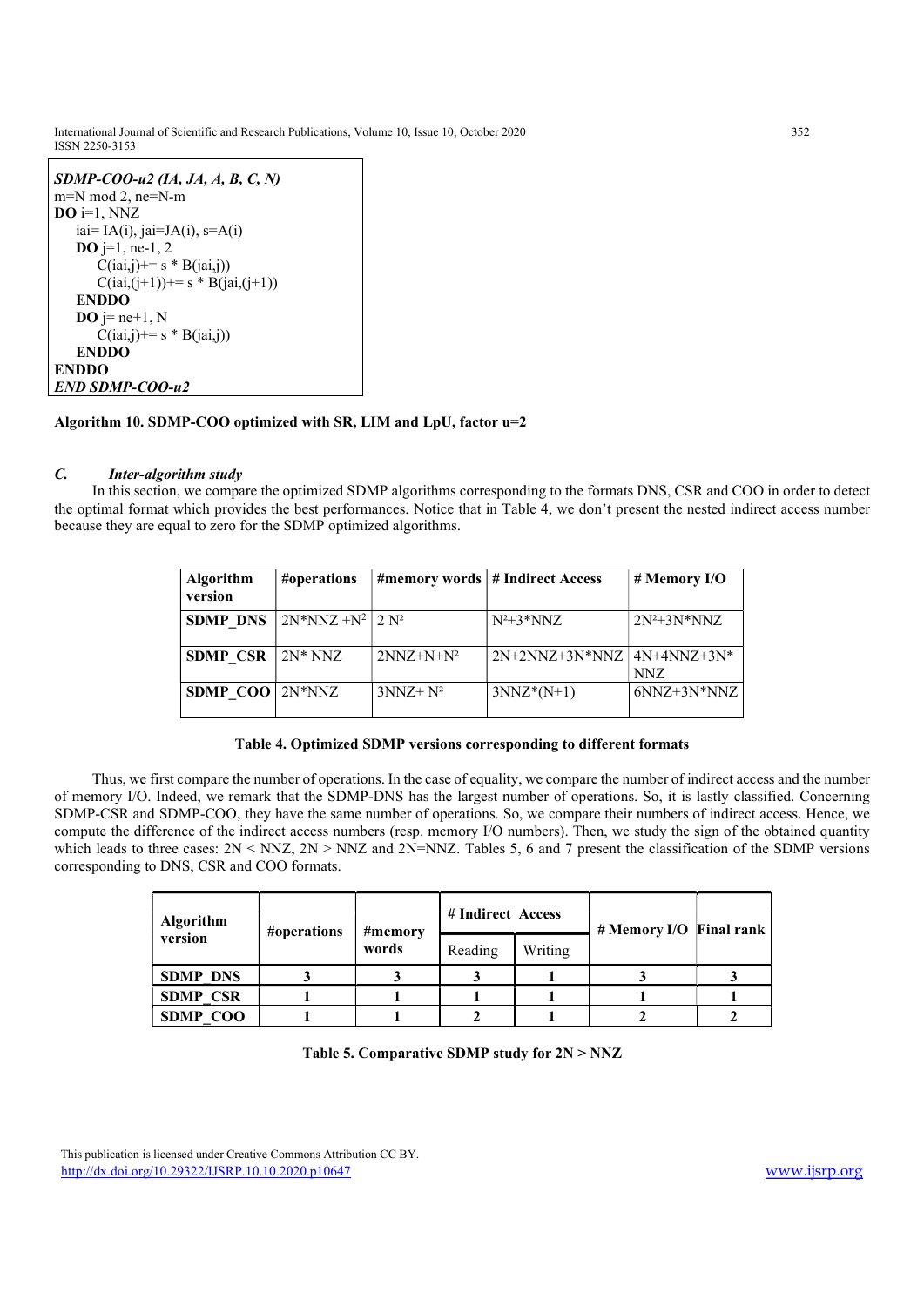```
SDMP-COO-u2 (IA, JA, A, B, C, N)
m=N mod 2, ne=N-m
DO i=1, NNZ
    iai= IA(i), jai=JA(i), s=A(i)
    DO j=1, ne-1, 2
        C(iai,j)+= s * B(jai,j))
        C(iai,(j+1))+= s * B(jai,(j+1))
    ENDDO
    DO j= ne+1, N
        C(iai,j)+= s * B(jai,j))
    ENDDO
ENDDO
END SDMP-COO-u2
```

**Algorithm 10. SDMP-COO optimized with SR, LIM and LpU, factor u=2**

### *C. Inter-algorithm study*

In this section, we compare the optimized SDMP algorithms corresponding to the formats DNS, CSR and COO in order to detect the optimal format which provides the best performances. Notice that in Table 4, we don't present the nested indirect access number because they are equal to zero for the SDMP optimized algorithms.

| Algorithm version | #operations | #memory words | # Indirect Access | # Memory I/O |
|---|---|---|---|---|
| **SDMP_DNS** | $2N*NNZ + N^2$ | $2N^2$ | $N^2+3*NNZ$ | $2N^2+3N*NNZ$ |
| **SDMP_CSR** | $2N*NNZ$ | $2NNZ+N+N^2$ | $2N+2NNZ+3N*NNZ$ | $4N+4NNZ+3N*NNZ$ |
| **SDMP_COO** | $2N*NNZ$ | $3NNZ+N^2$ | $3NNZ*(N+1)$ | $6NNZ+3N*NNZ$ |

**Table 4. Optimized SDMP versions corresponding to different formats**

Thus, we first compare the number of operations. In the case of equality, we compare the number of indirect access and the number of memory I/O. Indeed, we remark that the SDMP-DNS has the largest number of operations. So, it is lastly classified. Concerning SDMP-CSR and SDMP-COO, they have the same number of operations. So, we compare their numbers of indirect access. Hence, we compute the difference of the indirect access numbers (resp. memory I/O numbers). Then, we study the sign of the obtained quantity which leads to three cases: $2N < NNZ$, $2N > NNZ$ and $2N=NNZ$. Tables 5, 6 and 7 present the classification of the SDMP versions corresponding to DNS, CSR and COO formats.

| Algorithm version | #operations | #memory words | # Indirect Access | | # Memory I/O | Final rank |
|---|---|---|---|---|---|---|
| | | | Reading | Writing | | |
| **SDMP_DNS** | 3 | 3 | 3 | 1 | 3 | 3 |
| **SDMP_CSR** | 1 | 1 | 1 | 1 | 1 | 1 |
| **SDMP_COO** | 1 | 1 | 2 | 1 | 2 | 2 |

**Table 5. Comparative SDMP study for 2N > NNZ**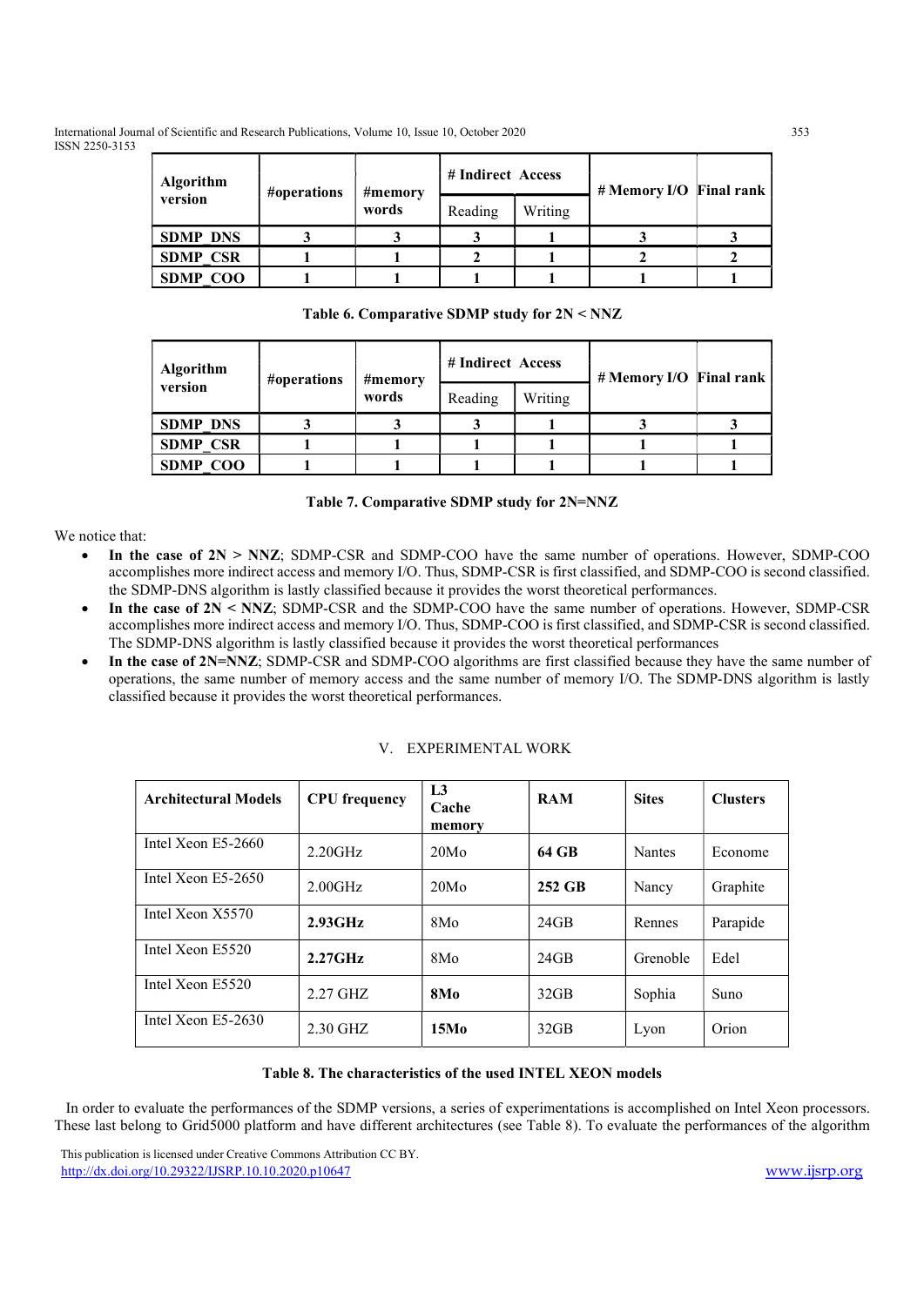| Algorithm version | #operations | #memory words | # Indirect Access | | # Memory I/O | Final rank |
|---|---|---|---|---|---|---|
| | | | Reading | Writing | | |
| **SDMP_DNS** | **3** | **3** | **3** | **1** | **3** | **3** |
| **SDMP_CSR** | **1** | **1** | **2** | **1** | **2** | **2** |
| **SDMP_COO** | **1** | **1** | **1** | **1** | **1** | **1** |

**Table 6. Comparative SDMP study for 2N < NNZ**

| Algorithm version | #operations | #memory words | # Indirect Access | | # Memory I/O | Final rank |
|---|---|---|---|---|---|---|
| | | | Reading | Writing | | |
| **SDMP_DNS** | **3** | **3** | **3** | **1** | **3** | **3** |
| **SDMP_CSR** | **1** | **1** | **1** | **1** | **1** | **1** |
| **SDMP_COO** | **1** | **1** | **1** | **1** | **1** | **1** |

**Table 7. Comparative SDMP study for 2N=NNZ**

We notice that:

- **In the case of 2N > NNZ**; SDMP-CSR and SDMP-COO have the same number of operations. However, SDMP-COO accomplishes more indirect access and memory I/O. Thus, SDMP-CSR is first classified, and SDMP-COO is second classified. the SDMP-DNS algorithm is lastly classified because it provides the worst theoretical performances.
- **In the case of 2N < NNZ**; SDMP-CSR and the SDMP-COO have the same number of operations. However, SDMP-CSR accomplishes more indirect access and memory I/O. Thus, SDMP-COO is first classified, and SDMP-CSR is second classified. The SDMP-DNS algorithm is lastly classified because it provides the worst theoretical performances
- **In the case of 2N=NNZ**; SDMP-CSR and SDMP-COO algorithms are first classified because they have the same number of operations, the same number of memory access and the same number of memory I/O. The SDMP-DNS algorithm is lastly classified because it provides the worst theoretical performances.

## V. EXPERIMENTAL WORK

| **Architectural Models** | **CPU frequency** | **L3 Cache memory** | **RAM** | **Sites** | **Clusters** |
|---|---|---|---|---|---|
| Intel Xeon E5-2660 | 2.20GHz | 20Mo | **64 GB** | Nantes | Econome |
| Intel Xeon E5-2650 | 2.00GHz | 20Mo | **252 GB** | Nancy | Graphite |
| Intel Xeon X5570 | **2.93GHz** | 8Mo | 24GB | Rennes | Parapide |
| Intel Xeon E5520 | **2.27GHz** | 8Mo | 24GB | Grenoble | Edel |
| Intel Xeon E5520 | 2.27 GHZ | **8Mo** | 32GB | Sophia | Suno |
| Intel Xeon E5-2630 | 2.30 GHZ | **15Mo** | 32GB | Lyon | Orion |

**Table 8. The characteristics of the used INTEL XEON models**

In order to evaluate the performances of the SDMP versions, a series of experimentations is accomplished on Intel Xeon processors. These last belong to Grid5000 platform and have different architectures (see Table 8). To evaluate the performances of the algorithm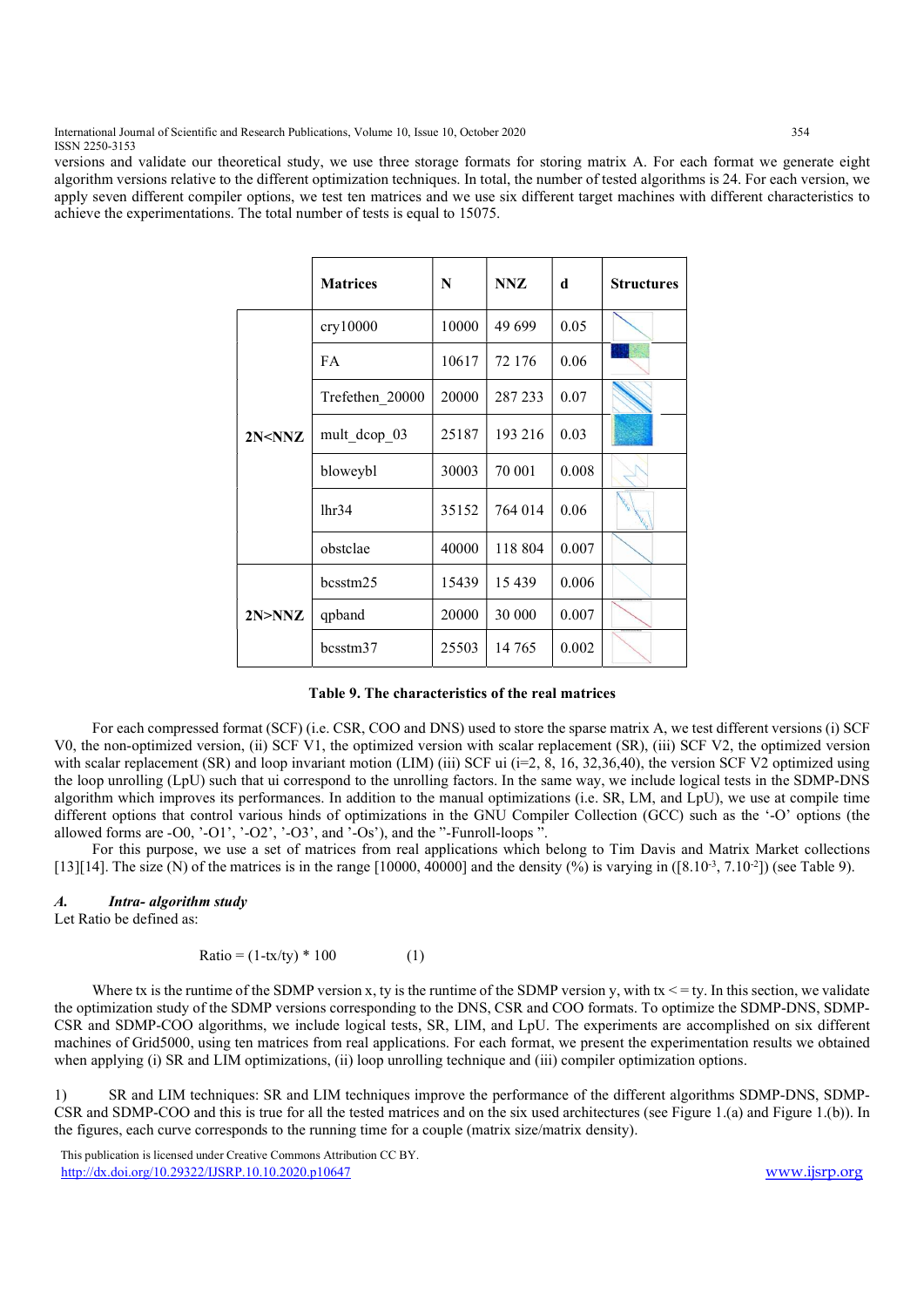versions and validate our theoretical study, we use three storage formats for storing matrix A. For each format we generate eight algorithm versions relative to the different optimization techniques. In total, the number of tested algorithms is 24. For each version, we apply seven different compiler options, we test ten matrices and we use six different target machines with different characteristics to achieve the experimentations. The total number of tests is equal to 15075.

| | Matrices | N | NNZ | d | Structures |
|---|---|---|---|---|---|
| 2N<NNZ | cry10000 | 10000 | 49 699 | 0.05 | |
| | FA | 10617 | 72 176 | 0.06 | |
| | Trefethen_20000 | 20000 | 287 233 | 0.07 | |
| | mult_dcop_03 | 25187 | 193 216 | 0.03 | |
| | bloweybl | 30003 | 70 001 | 0.008 | |
| | lhr34 | 35152 | 764 014 | 0.06 | |
| | obstclae | 40000 | 118 804 | 0.007 | |
| 2N>NNZ | bcsstm25 | 15439 | 15 439 | 0.006 | |
| | qpband | 20000 | 30 000 | 0.007 | |
| | bcsstm37 | 25503 | 14 765 | 0.002 | |

**Table 9. The characteristics of the real matrices**

For each compressed format (SCF) (i.e. CSR, COO and DNS) used to store the sparse matrix A, we test different versions (i) SCF V0, the non-optimized version, (ii) SCF V1, the optimized version with scalar replacement (SR), (iii) SCF V2, the optimized version with scalar replacement (SR) and loop invariant motion (LIM) (iii) SCF ui (i=2, 8, 16, 32,36,40), the version SCF V2 optimized using the loop unrolling (LpU) such that ui correspond to the unrolling factors. In the same way, we include logical tests in the SDMP-DNS algorithm which improves its performances. In addition to the manual optimizations (i.e. SR, LM, and LpU), we use at compile time different options that control various hinds of optimizations in the GNU Compiler Collection (GCC) such as the '-O' options (the allowed forms are -O0, '-O1', '-O2', '-O3', and '-Os'), and the "-funroll-loops ".

For this purpose, we use a set of matrices from real applications which belong to Tim Davis and Matrix Market collections [13][14]. The size (N) of the matrices is in the range [10000, 40000] and the density (%) is varying in ([$8.10^{-3}$, $7.10^{-2}$]) (see Table 9).

### *A. Intra- algorithm study*

Let Ratio be defined as:

$$\text{Ratio} = (1\text{-tx/ty}) * 100 \qquad (1)$$

Where tx is the runtime of the SDMP version x, ty is the runtime of the SDMP version y, with tx < = ty. In this section, we validate the optimization study of the SDMP versions corresponding to the DNS, CSR and COO formats. To optimize the SDMP-DNS, SDMP-CSR and SDMP-COO algorithms, we include logical tests, SR, LIM, and LpU. The experiments are accomplished on six different machines of Grid5000, using ten matrices from real applications. For each format, we present the experimentation results we obtained when applying (i) SR and LIM optimizations, (ii) loop unrolling technique and (iii) compiler optimization options.

1) SR and LIM techniques: SR and LIM techniques improve the performance of the different algorithms SDMP-DNS, SDMP-CSR and SDMP-COO and this is true for all the tested matrices and on the six used architectures (see Figure 1.(a) and Figure 1.(b)). In the figures, each curve corresponds to the running time for a couple (matrix size/matrix density).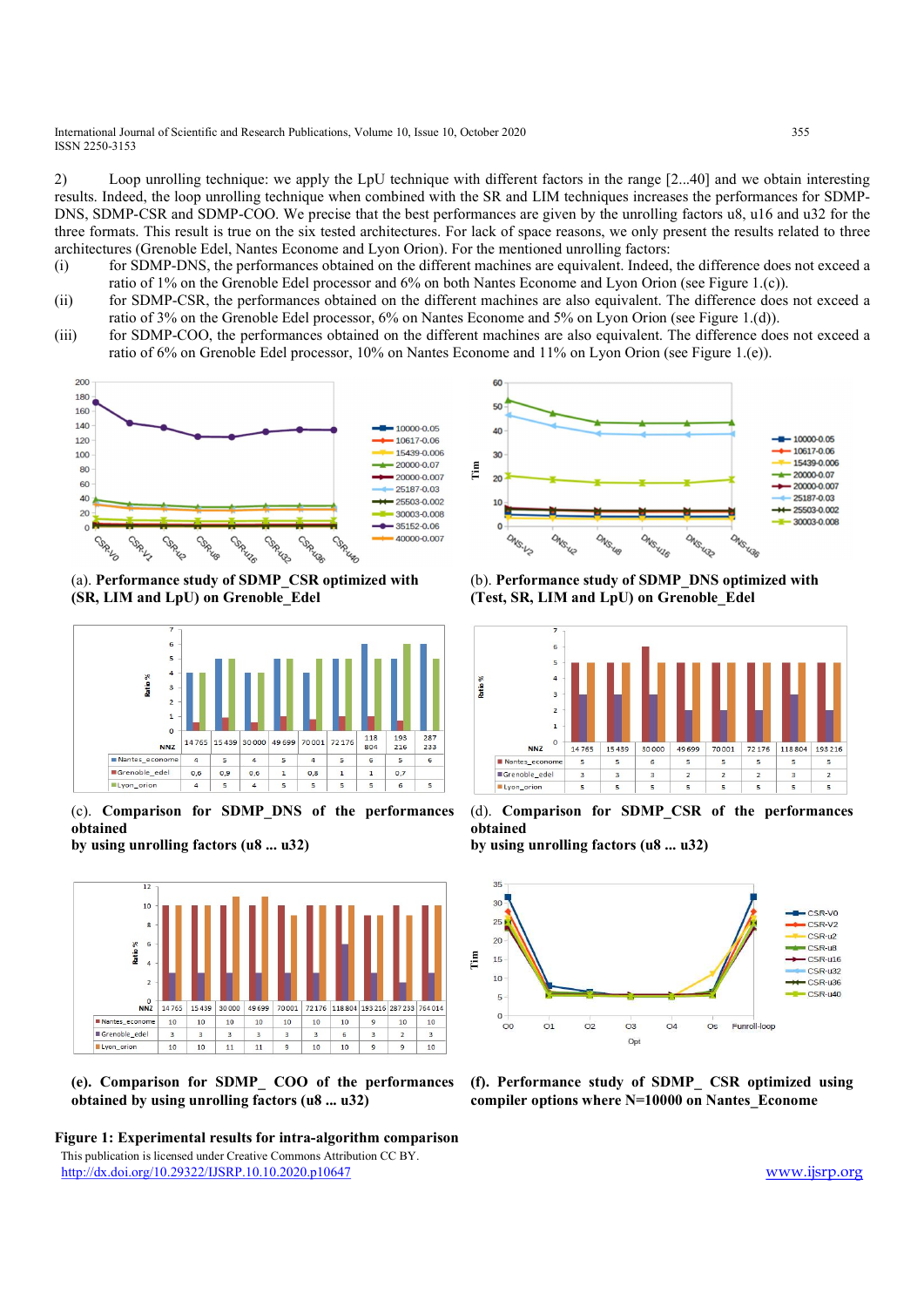2) Loop unrolling technique: we apply the LpU technique with different factors in the range [2...40] and we obtain interesting results. Indeed, the loop unrolling technique when combined with the SR and LIM techniques increases the performances for SDMP-DNS, SDMP-CSR and SDMP-COO. We precise that the best performances are given by the unrolling factors u8, u16 and u32 for the three formats. This result is true on the six tested architectures. For lack of space reasons, we only present the results related to three architectures (Grenoble Edel, Nantes Econome and Lyon Orion). For the mentioned unrolling factors:

(i) for SDMP-DNS, the performances obtained on the different machines are equivalent. Indeed, the difference does not exceed a ratio of 1% on the Grenoble Edel processor and 6% on both Nantes Econome and Lyon Orion (see Figure 1.(c)).

(ii) for SDMP-CSR, the performances obtained on the different machines are also equivalent. The difference does not exceed a ratio of 3% on the Grenoble Edel processor, 6% on Nantes Econome and 5% on Lyon Orion (see Figure 1.(d)).

(iii) for SDMP-COO, the performances obtained on the different machines are also equivalent. The difference does not exceed a ratio of 6% on Grenoble Edel processor, 10% on Nantes Econome and 11% on Lyon Orion (see Figure 1.(e)).

(a). **Performance study of SDMP_CSR optimized with (SR, LIM and LpU) on Grenoble_Edel**

(b). **Performance study of SDMP_DNS optimized with (Test, SR, LIM and LpU) on Grenoble_Edel**

| NNZ | 14 765 | 15 439 | 30 000 | 49 699 | 70 001 | 72 176 | 118 804 | 193 216 | 287 233 |
|---|---|---|---|---|---|---|---|---|---|
| Nantes_econome | 4 | 5 | 4 | 5 | 4 | 5 | 6 | 5 | 6 |
| Grenoble_edel | 0,6 | 0,9 | 0,6 | 1 | 0,8 | 1 | 1 | 0,7 | |
| Lyon_orion | 4 | 5 | 4 | 5 | 5 | 5 | 5 | 6 | 5 |

(c). **Comparison for SDMP_DNS of the performances obtained by using unrolling factors (u8 ... u32)**

| NNZ | 14 765 | 15 439 | 30 000 | 49 699 | 70 001 | 72 176 | 118 804 | 193 216 |
|---|---|---|---|---|---|---|---|---|
| Nantes_econome | 5 | 5 | 6 | 5 | 5 | 5 | 5 | 5 |
| Grenoble_edel | 3 | 3 | 3 | 2 | 2 | 2 | 3 | 2 |
| Lyon_orion | 5 | 5 | 5 | 5 | 5 | 5 | 5 | 5 |

(d). **Comparison for SDMP_CSR of the performances obtained by using unrolling factors (u8 ... u32)**

| NNZ | 14 765 | 15 439 | 30 000 | 49 699 | 70 001 | 72 176 | 118 804 | 193 216 | 287 233 | 764 014 |
|---|---|---|---|---|---|---|---|---|---|---|
| Nantes_econome | 10 | 10 | 10 | 10 | 10 | 10 | 10 | 9 | 10 | 10 |
| Grenoble_edel | 3 | 3 | 3 | 3 | 3 | 3 | 6 | 3 | 2 | 3 |
| Lyon_orion | 10 | 10 | 11 | 11 | 9 | 10 | 10 | 9 | 9 | 10 |

(e). **Comparison for SDMP_ COO of the performances obtained by using unrolling factors (u8 ... u32)**

(f). **Performance study of SDMP_ CSR optimized using compiler options where N=10000 on Nantes_Econome**

**Figure 1: Experimental results for intra-algorithm comparison**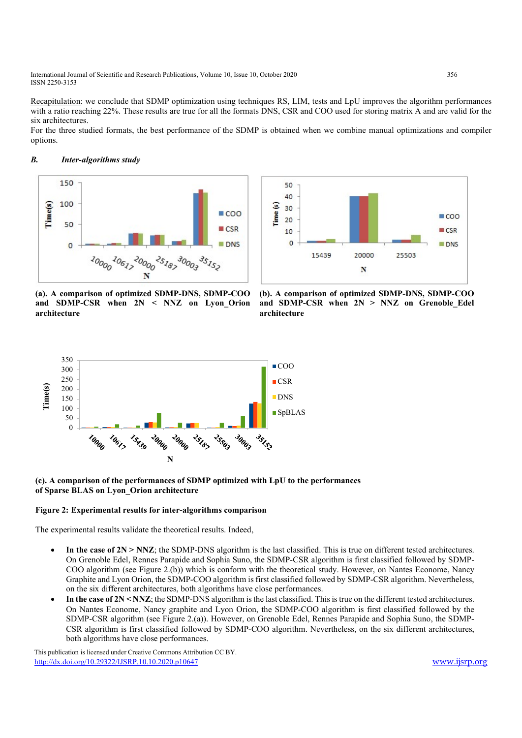Recapitulation: we conclude that SDMP optimization using techniques RS, LIM, tests and LpU improves the algorithm performances with a ratio reaching 22%. These results are true for all the formats DNS, CSR and COO used for storing matrix A and are valid for the six architectures.

For the three studied formats, the best performance of the SDMP is obtained when we combine manual optimizations and compiler options.

### *B. Inter-algorithms study*

**(a). A comparison of optimized SDMP-DNS, SDMP-COO and SDMP-CSR when 2N < NNZ on Lyon_Orion architecture**

**(b). A comparison of optimized SDMP-DNS, SDMP-COO and SDMP-CSR when 2N > NNZ on Grenoble_Edel architecture**

**(c). A comparison of the performances of SDMP optimized with LpU to the performances of Sparse BLAS on Lyon_Orion architecture**

**Figure 2: Experimental results for inter-algorithms comparison**

The experimental results validate the theoretical results. Indeed,

- **In the case of 2N > NNZ**; the SDMP-DNS algorithm is the last classified. This is true on different tested architectures. On Grenoble Edel, Rennes Parapide and Sophia Suno, the SDMP-CSR algorithm is first classified followed by SDMP-COO algorithm (see Figure 2.(b)) which is conform with the theoretical study. However, on Nantes Econome, Nancy Graphite and Lyon Orion, the SDMP-COO algorithm is first classified followed by SDMP-CSR algorithm. Nevertheless, on the six different architectures, both algorithms have close performances.
- **In the case of 2N < NNZ**; the SDMP-DNS algorithm is the last classified. This is true on the different tested architectures. On Nantes Econome, Nancy graphite and Lyon Orion, the SDMP-COO algorithm is first classified followed by the SDMP-CSR algorithm (see Figure 2.(a)). However, on Grenoble Edel, Rennes Parapide and Sophia Suno, the SDMP-CSR algorithm is first classified followed by SDMP-COO algorithm. Nevertheless, on the six different architectures, both algorithms have close performances.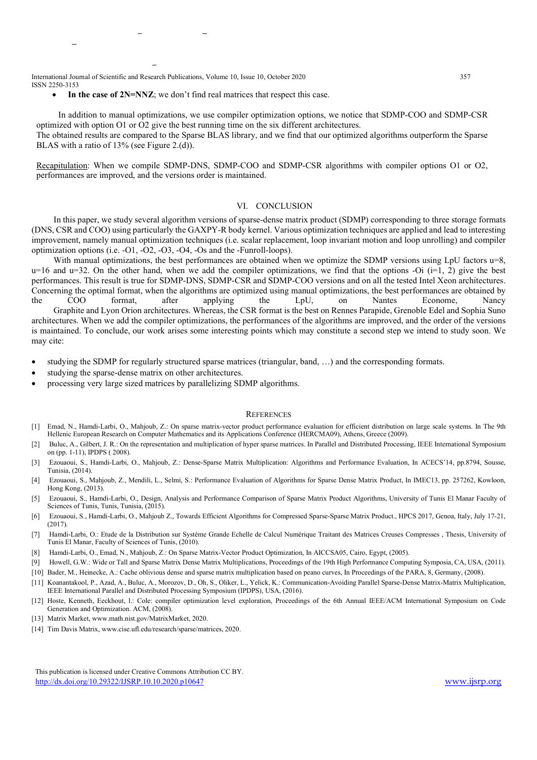- **In the case of 2N=NNZ**; we don't find real matrices that respect this case.

In addition to manual optimizations, we use compiler optimization options, we notice that SDMP-COO and SDMP-CSR optimized with option O1 or O2 give the best running time on the six different architectures.
The obtained results are compared to the Sparse BLAS library, and we find that our optimized algorithms outperform the Sparse BLAS with a ratio of 13% (see Figure 2.(d)).

Recapitulation: When we compile SDMP-DNS, SDMP-COO and SDMP-CSR algorithms with compiler options O1 or O2, performances are improved, and the versions order is maintained.

## VI. Conclusion

In this paper, we study several algorithm versions of sparse-dense matrix product (SDMP) corresponding to three storage formats (DNS, CSR and COO) using particularly the GAXPY-R body kernel. Various optimization techniques are applied and lead to interesting improvement, namely manual optimization techniques (i.e. scalar replacement, loop invariant motion and loop unrolling) and compiler optimization options (i.e. -O1, -O2, -O3, -O4, -Os and the -Funroll-loops).

With manual optimizations, the best performances are obtained when we optimize the SDMP versions using LpU factors u=8, u=16 and u=32. On the other hand, when we add the compiler optimizations, we find that the options -Oi (i=1, 2) give the best performances. This result is true for SDMP-DNS, SDMP-CSR and SDMP-COO versions and on all the tested Intel Xeon architectures. Concerning the optimal format, when the algorithms are optimized using manual optimizations, the best performances are obtained by the COO format, after applying the LpU, on Nantes Econome, Nancy Graphite and Lyon Orion architectures. Whereas, the CSR format is the best on Rennes Parapide, Grenoble Edel and Sophia Suno architectures. When we add the compiler optimizations, the performances of the algorithms are improved, and the order of the versions is maintained. To conclude, our work arises some interesting points which may constitute a second step we intend to study soon. We may cite:

- studying the SDMP for regularly structured sparse matrices (triangular, band, …) and the corresponding formats.
- studying the sparse-dense matrix on other architectures.
- processing very large sized matrices by parallelizing SDMP algorithms.

## References

[1] Emad, N., Hamdi-Larbi, O., Mahjoub, Z.: On sparse matrix-vector product performance evaluation for efficient distribution on large scale systems. In The 9th Hellenic European Research on Computer Mathematics and its Applications Conference (HERCMA09), Athens, Greece (2009).

[2] Buluc, A., Gilbert, J. R.: On the representation and multiplication of hyper sparse matrices. In Parallel and Distributed Processing, IEEE International Symposium on (pp. 1-11), IPDPS ( 2008).

[3] Ezouaoui, S., Hamdi-Larbi, O., Mahjoub, Z.: Dense-Sparse Matrix Multiplication: Algorithms and Performance Evaluation, In ACECS'14, pp.8794, Sousse, Tunisia, (2014).

[4] Ezouaoui, S., Mahjoub, Z., Mendili, L., Selmi, S.: Performance Evaluation of Algorithms for Sparse Dense Matrix Product, In IMEC13, pp. 257262, Kowloon, Hong Kong, (2013).

[5] Ezouaoui, S., Hamdi-Larbi, O., Design, Analysis and Performance Comparison of Sparse Matrix Product Algorithms, University of Tunis El Manar Faculty of Sciences of Tunis, Tunis, Tunisia, (2015).

[6] Ezouaoui, S., Hamdi-Larbi, O., Mahjoub Z., Towards Efficient Algorithms for Compressed Sparse-Sparse Matrix Product., HPCS 2017, Genoa, Italy, July 17-21, (2017).

[7] Hamdi-Larbi, O.: Etude de la Distribution sur Système Grande Echelle de Calcul Numérique Traitant des Matrices Creuses Compresses , Thesis, University of Tunis El Manar, Faculty of Sciences of Tunis, (2010).

[8] Hamdi-Larbi, O., Emad, N., Mahjoub, Z.: On Sparse Matrix-Vector Product Optimization, In AICCSA05, Cairo, Egypt, (2005).

[9] Howell, G.W.: Wide or Tall and Sparse Matrix Dense Matrix Multiplications, Proceedings of the 19th High Performance Computing Symposia, CA, USA, (2011).

[10] Bader, M., Heinecke, A.: Cache oblivious dense and sparse matrix multiplication based on peano curves, In Proceedings of the PARA, 8, Germany, (2008).

[11] Koanantakool, P., Azad, A., Buluc, A., Morozov, D., Oh, S., Oliker, L., Yelick, K.: Communication-Avoiding Parallel Sparse-Dense Matrix-Matrix Multiplication, IEEE International Parallel and Distributed Processing Symposium (IPDPS), USA, (2016).

[12] Hoste, Kenneth, Eeckhout, l.: Cole: compiler optimization level exploration, Proceedings of the 6th Annual IEEE/ACM International Symposium on Code Generation and Optimization. ACM, (2008).

[13] Matrix Market, www.math.nist.gov/MatrixMarket, 2020.

[14] Tim Davis Matrix, www.cise.ufl.edu/research/sparse/matrices, 2020.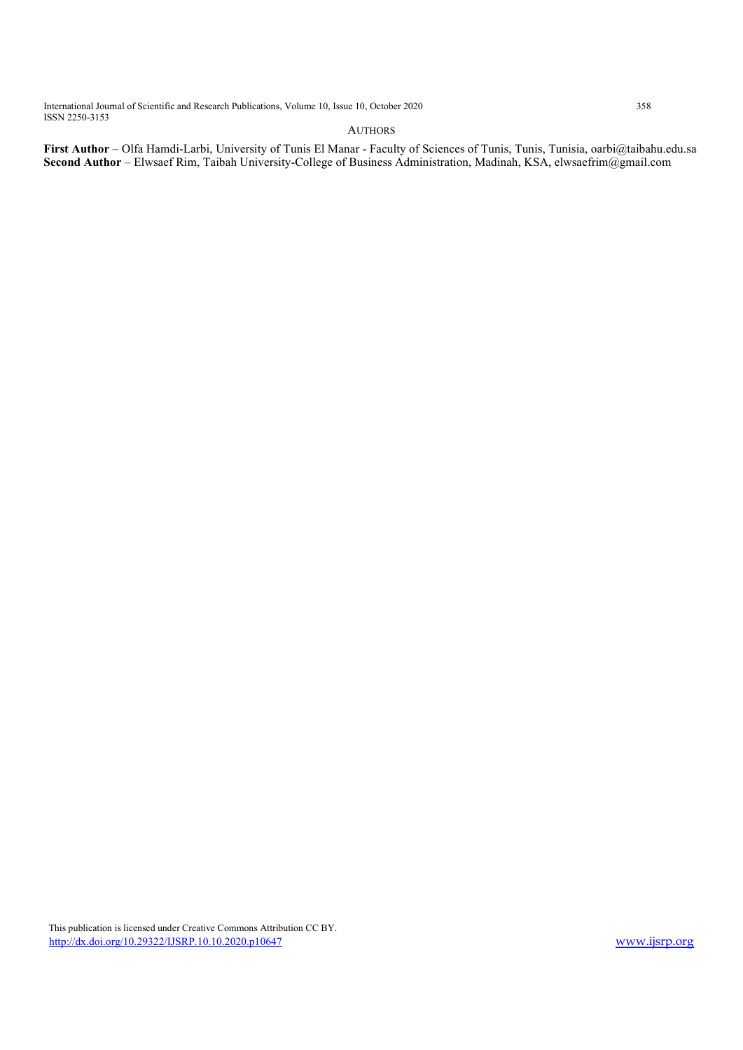## AUTHORS

**First Author** – Olfa Hamdi-Larbi, University of Tunis El Manar - Faculty of Sciences of Tunis, Tunis, Tunisia, oarbi@taibahu.edu.sa
**Second Author** – Elwsaef Rim, Taibah University-College of Business Administration, Madinah, KSA, elwsaefrim@gmail.com